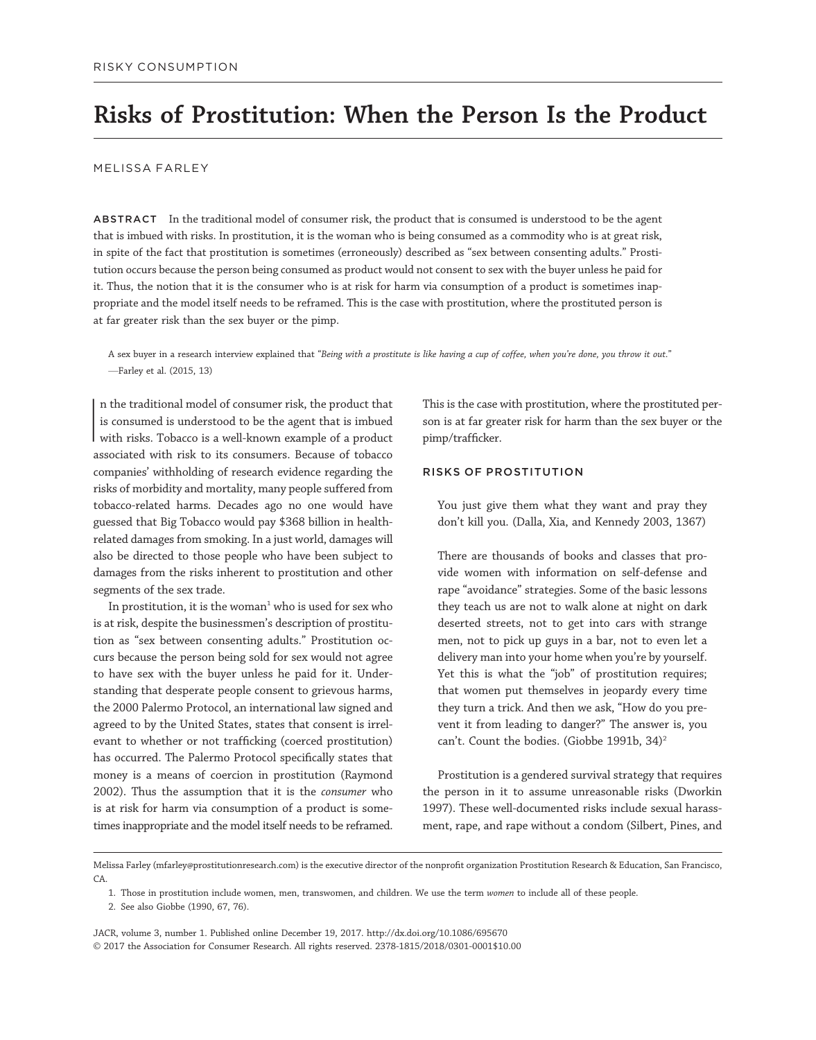RISKY CONSUMPTION

# Risks of Prostitution: When the Person Is the Product

MELISSA FARLEY

**ABSTRACT** In the traditional model of consumer risk, the product that is consumed is understood to be the agent that is imbued with risks. In prostitution, it is the woman who is being consumed as a commodity who is at great risk, in spite of the fact that prostitution is sometimes (erroneously) described as "sex between consenting adults." Prostitution occurs because the person being consumed as product would not consent to sex with the buyer unless he paid for it. Thus, the notion that it is the consumer who is at risk for harm via consumption of a product is sometimes inappropriate and the model itself needs to be reframed. This is the case with prostitution, where the prostituted person is at far greater risk than the sex buyer or the pimp.

> A sex buyer in a research interview explained that "*Being with a prostitute is like having a cup of coffee, when you're done, you throw it out.*" —Farley et al. (2015, 13)

In the traditional model of consumer risk, the product that is consumed is understood to be the agent that is imbued with risks. Tobacco is a well-known example of a product associated with risk to its consumers. Because of tobacco companies' withholding of research evidence regarding the risks of morbidity and mortality, many people suffered from tobacco-related harms. Decades ago no one would have guessed that Big Tobacco would pay $368 billion in health-related damages from smoking. In a just world, damages will also be directed to those people who have been subject to damages from the risks inherent to prostitution and other segments of the sex trade.

In prostitution, it is the woman[1] who is used for sex who is at risk, despite the businessmen's description of prostitution as "sex between consenting adults." Prostitution occurs because the person being sold for sex would not agree to have sex with the buyer unless he paid for it. Understanding that desperate people consent to grievous harms, the 2000 Palermo Protocol, an international law signed and agreed to by the United States, states that consent is irrelevant to whether or not trafficking (coerced prostitution) has occurred. The Palermo Protocol specifically states that money is a means of coercion in prostitution (Raymond 2002). Thus the assumption that it is the *consumer* who is at risk for harm via consumption of a product is sometimes inappropriate and the model itself needs to be reframed. This is the case with prostitution, where the prostituted person is at far greater risk for harm than the sex buyer or the pimp/trafficker.

## RISKS OF PROSTITUTION

> You just give them what they want and pray they don't kill you. (Dalla, Xia, and Kennedy 2003, 1367)

> There are thousands of books and classes that provide women with information on self-defense and rape "avoidance" strategies. Some of the basic lessons they teach us are not to walk alone at night on dark deserted streets, not to get into cars with strange men, not to pick up guys in a bar, not to even let a delivery man into your home when you're by yourself. Yet this is what the "job" of prostitution requires; that women put themselves in jeopardy every time they turn a trick. And then we ask, "How do you prevent it from leading to danger?" The answer is, you can't. Count the bodies. (Giobbe 1991b, 34)[2]

Prostitution is a gendered survival strategy that requires the person in it to assume unreasonable risks (Dworkin 1997). These well-documented risks include sexual harassment, rape, and rape without a condom (Silbert, Pines, and

---

Melissa Farley (mfarley@prostitutionresearch.com) is the executive director of the nonprofit organization Prostitution Research & Education, San Francisco, CA.

1. Those in prostitution include women, men, transwomen, and children. We use the term *women* to include all of these people.
2. See also Giobbe (1990, 67, 76).

JACR, volume 3, number 1. Published online December 19, 2017. http://dx.doi.org/10.1086/695670
© 2017 the Association for Consumer Research. All rights reserved. 2378-1815/2018/0301-0001$10.00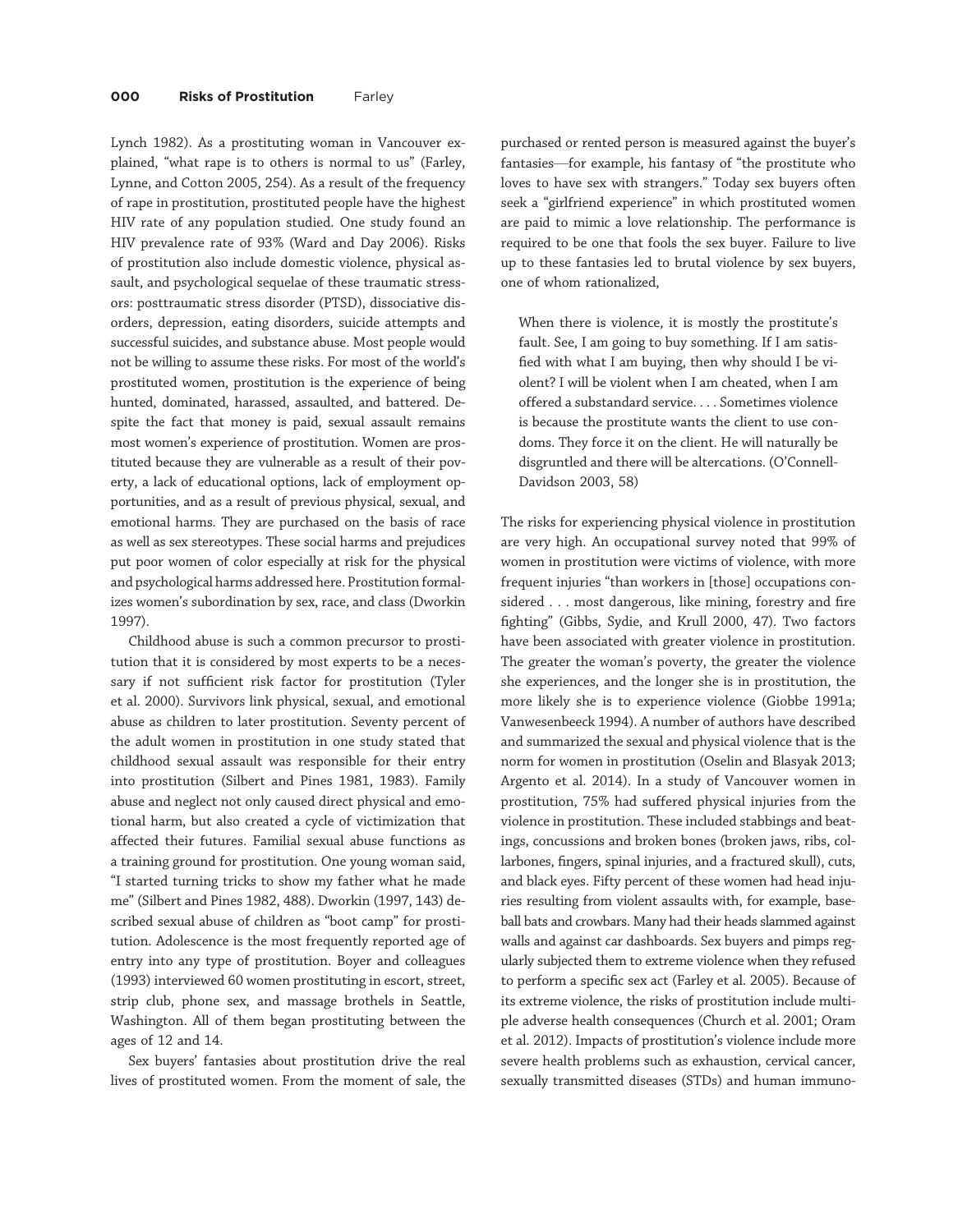Lynch 1982). As a prostituting woman in Vancouver explained, "what rape is to others is normal to us" (Farley, Lynne, and Cotton 2005, 254). As a result of the frequency of rape in prostitution, prostituted people have the highest HIV rate of any population studied. One study found an HIV prevalence rate of 93% (Ward and Day 2006). Risks of prostitution also include domestic violence, physical assault, and psychological sequelae of these traumatic stressors: posttraumatic stress disorder (PTSD), dissociative disorders, depression, eating disorders, suicide attempts and successful suicides, and substance abuse. Most people would not be willing to assume these risks. For most of the world's prostituted women, prostitution is the experience of being hunted, dominated, harassed, assaulted, and battered. Despite the fact that money is paid, sexual assault remains most women's experience of prostitution. Women are prostituted because they are vulnerable as a result of their poverty, a lack of educational options, lack of employment opportunities, and as a result of previous physical, sexual, and emotional harms. They are purchased on the basis of race as well as sex stereotypes. These social harms and prejudices put poor women of color especially at risk for the physical and psychological harms addressed here. Prostitution formalizes women's subordination by sex, race, and class (Dworkin 1997).

Childhood abuse is such a common precursor to prostitution that it is considered by most experts to be a necessary if not sufficient risk factor for prostitution (Tyler et al. 2000). Survivors link physical, sexual, and emotional abuse as children to later prostitution. Seventy percent of the adult women in prostitution in one study stated that childhood sexual assault was responsible for their entry into prostitution (Silbert and Pines 1981, 1983). Family abuse and neglect not only caused direct physical and emotional harm, but also created a cycle of victimization that affected their futures. Familial sexual abuse functions as a training ground for prostitution. One young woman said, "I started turning tricks to show my father what he made me" (Silbert and Pines 1982, 488). Dworkin (1997, 143) described sexual abuse of children as "boot camp" for prostitution. Adolescence is the most frequently reported age of entry into any type of prostitution. Boyer and colleagues (1993) interviewed 60 women prostituting in escort, street, strip club, phone sex, and massage brothels in Seattle, Washington. All of them began prostituting between the ages of 12 and 14.

Sex buyers' fantasies about prostitution drive the real lives of prostituted women. From the moment of sale, the purchased or rented person is measured against the buyer's fantasies—for example, his fantasy of "the prostitute who loves to have sex with strangers." Today sex buyers often seek a "girlfriend experience" in which prostituted women are paid to mimic a love relationship. The performance is required to be one that fools the sex buyer. Failure to live up to these fantasies led to brutal violence by sex buyers, one of whom rationalized,

> When there is violence, it is mostly the prostitute's fault. See, I am going to buy something. If I am satisfied with what I am buying, then why should I be violent? I will be violent when I am cheated, when I am offered a substandard service. . . . Sometimes violence is because the prostitute wants the client to use condoms. They force it on the client. He will naturally be disgruntled and there will be altercations. (O'Connell-Davidson 2003, 58)

The risks for experiencing physical violence in prostitution are very high. An occupational survey noted that 99% of women in prostitution were victims of violence, with more frequent injuries "than workers in [those] occupations considered . . . most dangerous, like mining, forestry and fire fighting" (Gibbs, Sydie, and Krull 2000, 47). Two factors have been associated with greater violence in prostitution. The greater the woman's poverty, the greater the violence she experiences, and the longer she is in prostitution, the more likely she is to experience violence (Giobbe 1991a; Vanwesenbeeck 1994). A number of authors have described and summarized the sexual and physical violence that is the norm for women in prostitution (Oselin and Blasyak 2013; Argento et al. 2014). In a study of Vancouver women in prostitution, 75% had suffered physical injuries from the violence in prostitution. These included stabbings and beatings, concussions and broken bones (broken jaws, ribs, collarbones, fingers, spinal injuries, and a fractured skull), cuts, and black eyes. Fifty percent of these women had head injuries resulting from violent assaults with, for example, baseball bats and crowbars. Many had their heads slammed against walls and against car dashboards. Sex buyers and pimps regularly subjected them to extreme violence when they refused to perform a specific sex act (Farley et al. 2005). Because of its extreme violence, the risks of prostitution include multiple adverse health consequences (Church et al. 2001; Oram et al. 2012). Impacts of prostitution's violence include more severe health problems such as exhaustion, cervical cancer, sexually transmitted diseases (STDs) and human immuno-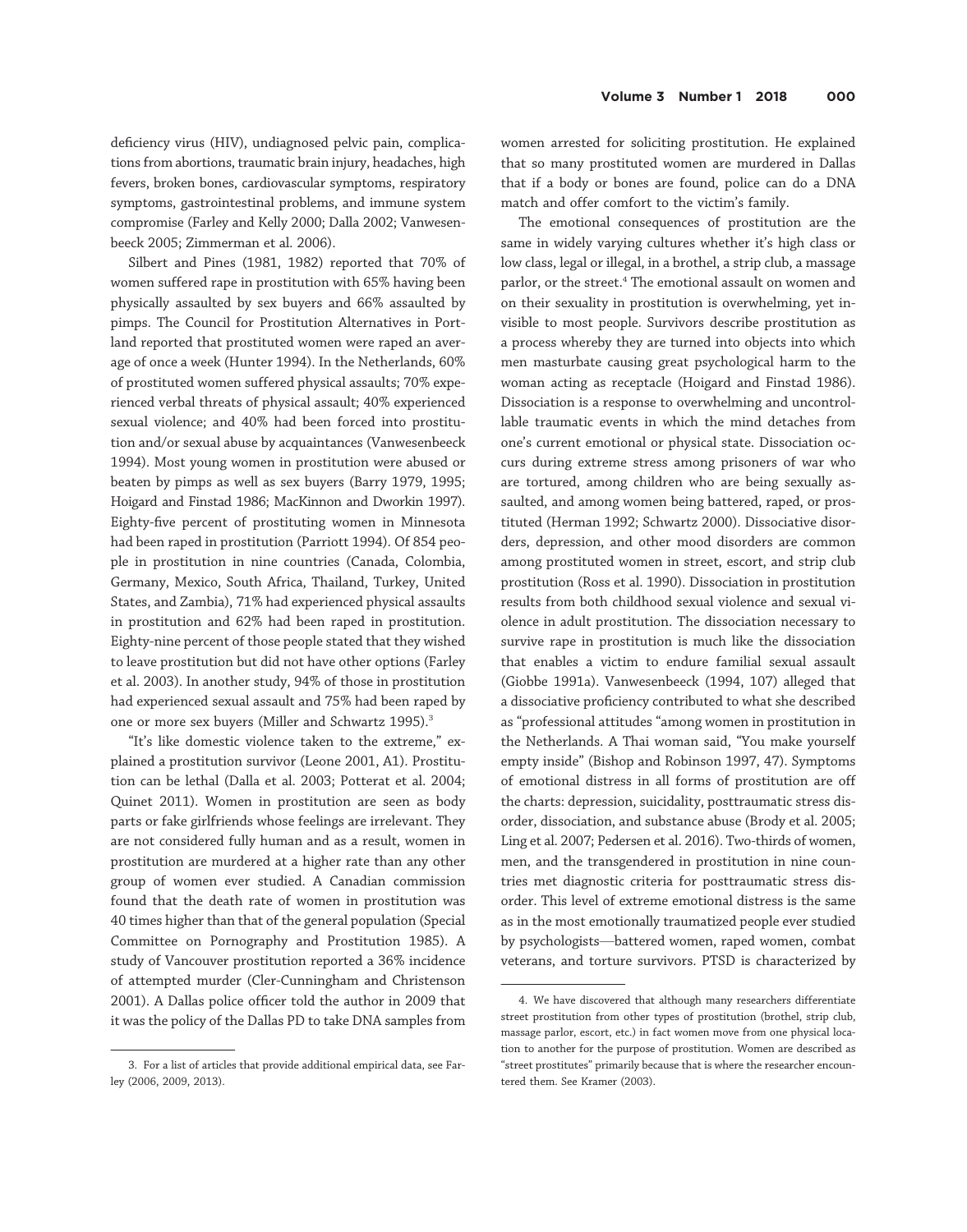deficiency virus (HIV), undiagnosed pelvic pain, complications from abortions, traumatic brain injury, headaches, high fevers, broken bones, cardiovascular symptoms, respiratory symptoms, gastrointestinal problems, and immune system compromise (Farley and Kelly 2000; Dalla 2002; Vanwesenbeeck 2005; Zimmerman et al. 2006).

Silbert and Pines (1981, 1982) reported that 70% of women suffered rape in prostitution with 65% having been physically assaulted by sex buyers and 66% assaulted by pimps. The Council for Prostitution Alternatives in Portland reported that prostituted women were raped an average of once a week (Hunter 1994). In the Netherlands, 60% of prostituted women suffered physical assaults; 70% experienced verbal threats of physical assault; 40% experienced sexual violence; and 40% had been forced into prostitution and/or sexual abuse by acquaintances (Vanwesenbeeck 1994). Most young women in prostitution were abused or beaten by pimps as well as sex buyers (Barry 1979, 1995; Hoigard and Finstad 1986; MacKinnon and Dworkin 1997). Eighty-five percent of prostituting women in Minnesota had been raped in prostitution (Parriott 1994). Of 854 people in prostitution in nine countries (Canada, Colombia, Germany, Mexico, South Africa, Thailand, Turkey, United States, and Zambia), 71% had experienced physical assaults in prostitution and 62% had been raped in prostitution. Eighty-nine percent of those people stated that they wished to leave prostitution but did not have other options (Farley et al. 2003). In another study, 94% of those in prostitution had experienced sexual assault and 75% had been raped by one or more sex buyers (Miller and Schwartz 1995).[3]

"It's like domestic violence taken to the extreme," explained a prostitution survivor (Leone 2001, A1). Prostitution can be lethal (Dalla et al. 2003; Potterat et al. 2004; Quinet 2011). Women in prostitution are seen as body parts or fake girlfriends whose feelings are irrelevant. They are not considered fully human and as a result, women in prostitution are murdered at a higher rate than any other group of women ever studied. A Canadian commission found that the death rate of women in prostitution was 40 times higher than that of the general population (Special Committee on Pornography and Prostitution 1985). A study of Vancouver prostitution reported a 36% incidence of attempted murder (Cler-Cunningham and Christenson 2001). A Dallas police officer told the author in 2009 that it was the policy of the Dallas PD to take DNA samples from women arrested for soliciting prostitution. He explained that so many prostituted women are murdered in Dallas that if a body or bones are found, police can do a DNA match and offer comfort to the victim's family.

The emotional consequences of prostitution are the same in widely varying cultures whether it's high class or low class, legal or illegal, in a brothel, a strip club, a massage parlor, or the street.[4] The emotional assault on women and on their sexuality in prostitution is overwhelming, yet invisible to most people. Survivors describe prostitution as a process whereby they are turned into objects into which men masturbate causing great psychological harm to the woman acting as receptacle (Hoigard and Finstad 1986). Dissociation is a response to overwhelming and uncontrollable traumatic events in which the mind detaches from one's current emotional or physical state. Dissociation occurs during extreme stress among prisoners of war who are tortured, among children who are being sexually assaulted, and among women being battered, raped, or prostituted (Herman 1992; Schwartz 2000). Dissociative disorders, depression, and other mood disorders are common among prostituted women in street, escort, and strip club prostitution (Ross et al. 1990). Dissociation in prostitution results from both childhood sexual violence and sexual violence in adult prostitution. The dissociation necessary to survive rape in prostitution is much like the dissociation that enables a victim to endure familial sexual assault (Giobbe 1991a). Vanwesenbeeck (1994, 107) alleged that a dissociative proficiency contributed to what she described as "professional attitudes "among women in prostitution in the Netherlands. A Thai woman said, "You make yourself empty inside" (Bishop and Robinson 1997, 47). Symptoms of emotional distress in all forms of prostitution are off the charts: depression, suicidality, posttraumatic stress disorder, dissociation, and substance abuse (Brody et al. 2005; Ling et al. 2007; Pedersen et al. 2016). Two-thirds of women, men, and the transgendered in prostitution in nine countries met diagnostic criteria for posttraumatic stress disorder. This level of extreme emotional distress is the same as in the most emotionally traumatized people ever studied by psychologists—battered women, raped women, combat veterans, and torture survivors. PTSD is characterized by

3. For a list of articles that provide additional empirical data, see Farley (2006, 2009, 2013).

4. We have discovered that although many researchers differentiate street prostitution from other types of prostitution (brothel, strip club, massage parlor, escort, etc.) in fact women move from one physical location to another for the purpose of prostitution. Women are described as "street prostitutes" primarily because that is where the researcher encountered them. See Kramer (2003).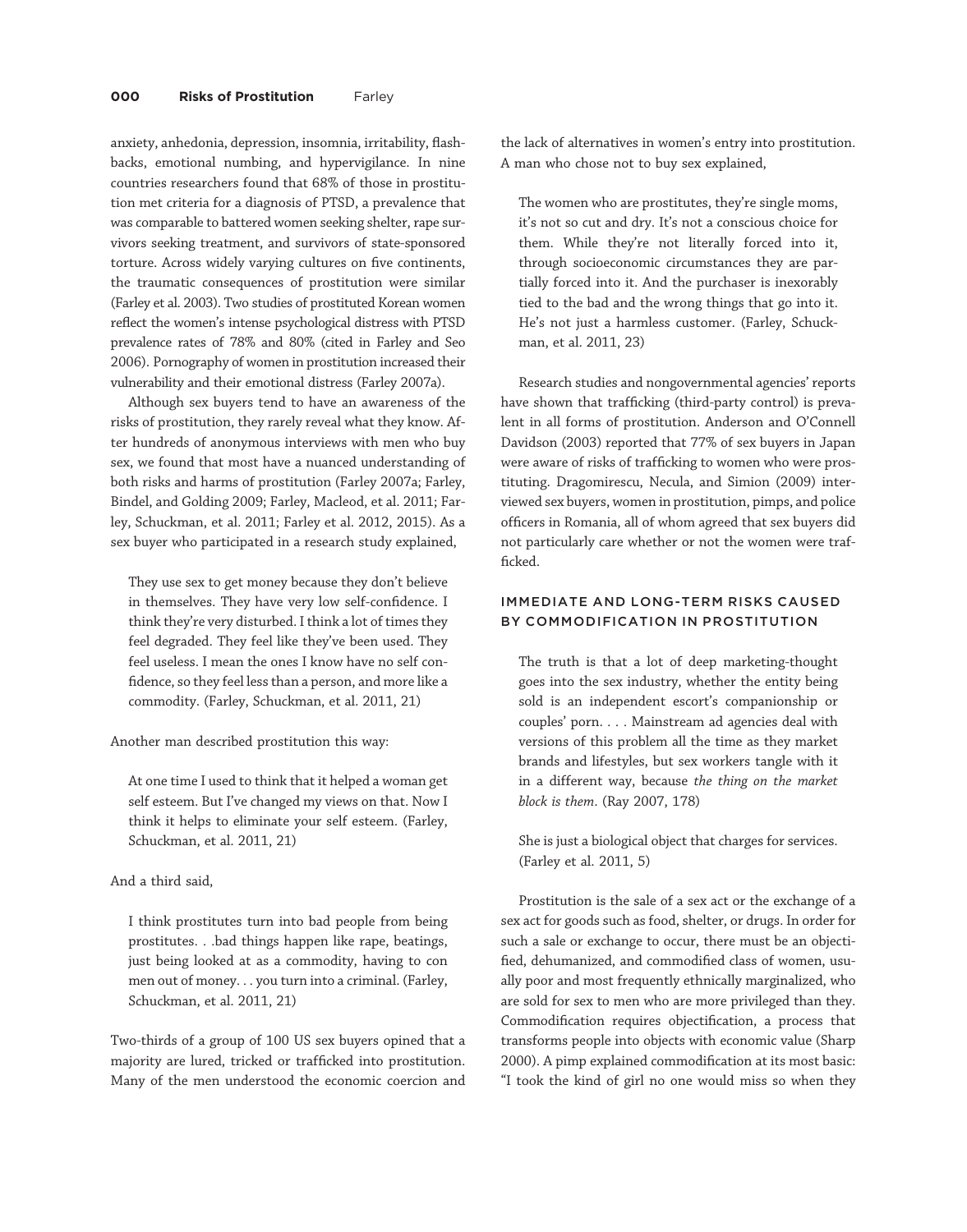anxiety, anhedonia, depression, insomnia, irritability, flashbacks, emotional numbing, and hypervigilance. In nine countries researchers found that 68% of those in prostitution met criteria for a diagnosis of PTSD, a prevalence that was comparable to battered women seeking shelter, rape survivors seeking treatment, and survivors of state-sponsored torture. Across widely varying cultures on five continents, the traumatic consequences of prostitution were similar (Farley et al. 2003). Two studies of prostituted Korean women reflect the women's intense psychological distress with PTSD prevalence rates of 78% and 80% (cited in Farley and Seo 2006). Pornography of women in prostitution increased their vulnerability and their emotional distress (Farley 2007a).

Although sex buyers tend to have an awareness of the risks of prostitution, they rarely reveal what they know. After hundreds of anonymous interviews with men who buy sex, we found that most have a nuanced understanding of both risks and harms of prostitution (Farley 2007a; Farley, Bindel, and Golding 2009; Farley, Macleod, et al. 2011; Farley, Schuckman, et al. 2011; Farley et al. 2012, 2015). As a sex buyer who participated in a research study explained,

> They use sex to get money because they don't believe in themselves. They have very low self-confidence. I think they're very disturbed. I think a lot of times they feel degraded. They feel like they've been used. They feel useless. I mean the ones I know have no self confidence, so they feel less than a person, and more like a commodity. (Farley, Schuckman, et al. 2011, 21)

Another man described prostitution this way:

> At one time I used to think that it helped a woman get self esteem. But I've changed my views on that. Now I think it helps to eliminate your self esteem. (Farley, Schuckman, et al. 2011, 21)

And a third said,

> I think prostitutes turn into bad people from being prostitutes. . .bad things happen like rape, beatings, just being looked at as a commodity, having to con men out of money. . . you turn into a criminal. (Farley, Schuckman, et al. 2011, 21)

Two-thirds of a group of 100 US sex buyers opined that a majority are lured, tricked or trafficked into prostitution. Many of the men understood the economic coercion and the lack of alternatives in women's entry into prostitution. A man who chose not to buy sex explained,

> The women who are prostitutes, they're single moms, it's not so cut and dry. It's not a conscious choice for them. While they're not literally forced into it, through socioeconomic circumstances they are partially forced into it. And the purchaser is inexorably tied to the bad and the wrong things that go into it. He's not just a harmless customer. (Farley, Schuckman, et al. 2011, 23)

Research studies and nongovernmental agencies' reports have shown that trafficking (third-party control) is prevalent in all forms of prostitution. Anderson and O'Connell Davidson (2003) reported that 77% of sex buyers in Japan were aware of risks of trafficking to women who were prostituting. Dragomirescu, Necula, and Simion (2009) interviewed sex buyers, women in prostitution, pimps, and police officers in Romania, all of whom agreed that sex buyers did not particularly care whether or not the women were trafficked.

## IMMEDIATE AND LONG-TERM RISKS CAUSED BY COMMODIFICATION IN PROSTITUTION

> The truth is that a lot of deep marketing-thought goes into the sex industry, whether the entity being sold is an independent escort's companionship or couples' porn. . . . Mainstream ad agencies deal with versions of this problem all the time as they market brands and lifestyles, but sex workers tangle with it in a different way, because *the thing on the market block is them*. (Ray 2007, 178)

> She is just a biological object that charges for services. (Farley et al. 2011, 5)

Prostitution is the sale of a sex act or the exchange of a sex act for goods such as food, shelter, or drugs. In order for such a sale or exchange to occur, there must be an objectified, dehumanized, and commodified class of women, usually poor and most frequently ethnically marginalized, who are sold for sex to men who are more privileged than they. Commodification requires objectification, a process that transforms people into objects with economic value (Sharp 2000). A pimp explained commodification at its most basic: "I took the kind of girl no one would miss so when they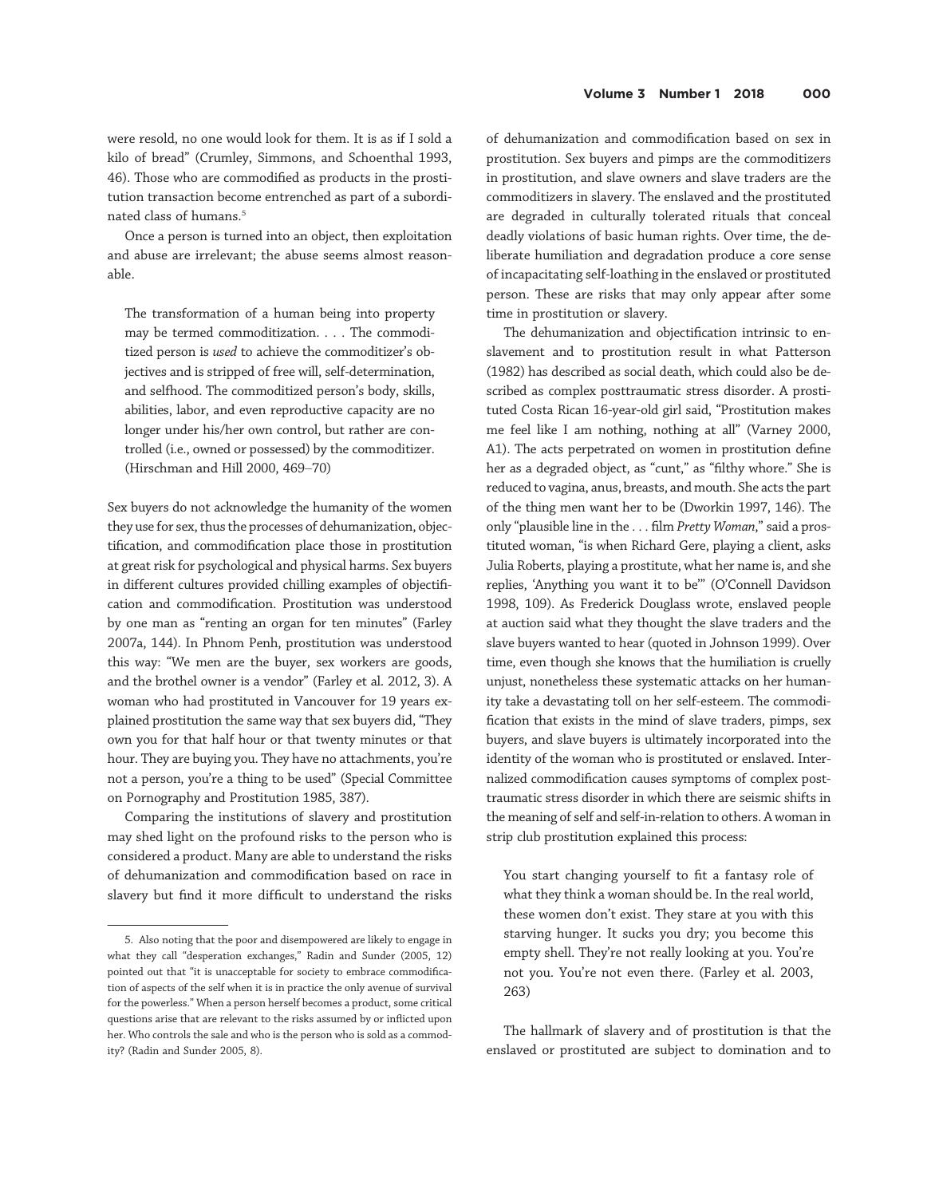were resold, no one would look for them. It is as if I sold a kilo of bread" (Crumley, Simmons, and Schoenthal 1993, 46). Those who are commodified as products in the prostitution transaction become entrenched as part of a subordinated class of humans.[5]

Once a person is turned into an object, then exploitation and abuse are irrelevant; the abuse seems almost reasonable.

> The transformation of a human being into property may be termed commoditization. . . . The commoditized person is *used* to achieve the commoditizer's objectives and is stripped of free will, self-determination, and selfhood. The commoditized person's body, skills, abilities, labor, and even reproductive capacity are no longer under his/her own control, but rather are controlled (i.e., owned or possessed) by the commoditizer. (Hirschman and Hill 2000, 469–70)

Sex buyers do not acknowledge the humanity of the women they use for sex, thus the processes of dehumanization, objectification, and commodification place those in prostitution at great risk for psychological and physical harms. Sex buyers in different cultures provided chilling examples of objectification and commodification. Prostitution was understood by one man as "renting an organ for ten minutes" (Farley 2007a, 144). In Phnom Penh, prostitution was understood this way: "We men are the buyer, sex workers are goods, and the brothel owner is a vendor" (Farley et al. 2012, 3). A woman who had prostituted in Vancouver for 19 years explained prostitution the same way that sex buyers did, "They own you for that half hour or that twenty minutes or that hour. They are buying you. They have no attachments, you're not a person, you're a thing to be used" (Special Committee on Pornography and Prostitution 1985, 387).

Comparing the institutions of slavery and prostitution may shed light on the profound risks to the person who is considered a product. Many are able to understand the risks of dehumanization and commodification based on race in slavery but find it more difficult to understand the risks of dehumanization and commodification based on sex in prostitution. Sex buyers and pimps are the commoditizers in prostitution, and slave owners and slave traders are the commoditizers in slavery. The enslaved and the prostituted are degraded in culturally tolerated rituals that conceal deadly violations of basic human rights. Over time, the deliberate humiliation and degradation produce a core sense of incapacitating self-loathing in the enslaved or prostituted person. These are risks that may only appear after some time in prostitution or slavery.

The dehumanization and objectification intrinsic to enslavement and to prostitution result in what Patterson (1982) has described as social death, which could also be described as complex posttraumatic stress disorder. A prostituted Costa Rican 16-year-old girl said, "Prostitution makes me feel like I am nothing, nothing at all" (Varney 2000, A1). The acts perpetrated on women in prostitution define her as a degraded object, as "cunt," as "filthy whore." She is reduced to vagina, anus, breasts, and mouth. She acts the part of the thing men want her to be (Dworkin 1997, 146). The only "plausible line in the . . . film *Pretty Woman*," said a prostituted woman, "is when Richard Gere, playing a client, asks Julia Roberts, playing a prostitute, what her name is, and she replies, 'Anything you want it to be'" (O'Connell Davidson 1998, 109). As Frederick Douglass wrote, enslaved people at auction said what they thought the slave traders and the slave buyers wanted to hear (quoted in Johnson 1999). Over time, even though she knows that the humiliation is cruelly unjust, nonetheless these systematic attacks on her humanity take a devastating toll on her self-esteem. The commodification that exists in the mind of slave traders, pimps, sex buyers, and slave buyers is ultimately incorporated into the identity of the woman who is prostituted or enslaved. Internalized commodification causes symptoms of complex posttraumatic stress disorder in which there are seismic shifts in the meaning of self and self-in-relation to others. A woman in strip club prostitution explained this process:

> You start changing yourself to fit a fantasy role of what they think a woman should be. In the real world, these women don't exist. They stare at you with this starving hunger. It sucks you dry; you become this empty shell. They're not really looking at you. You're not you. You're not even there. (Farley et al. 2003, 263)

The hallmark of slavery and of prostitution is that the enslaved or prostituted are subject to domination and to

---

5. Also noting that the poor and disempowered are likely to engage in what they call "desperation exchanges," Radin and Sunder (2005, 12) pointed out that "it is unacceptable for society to embrace commodification of aspects of the self when it is in practice the only avenue of survival for the powerless." When a person herself becomes a product, some critical questions arise that are relevant to the risks assumed by or inflicted upon her. Who controls the sale and who is the person who is sold as a commodity? (Radin and Sunder 2005, 8).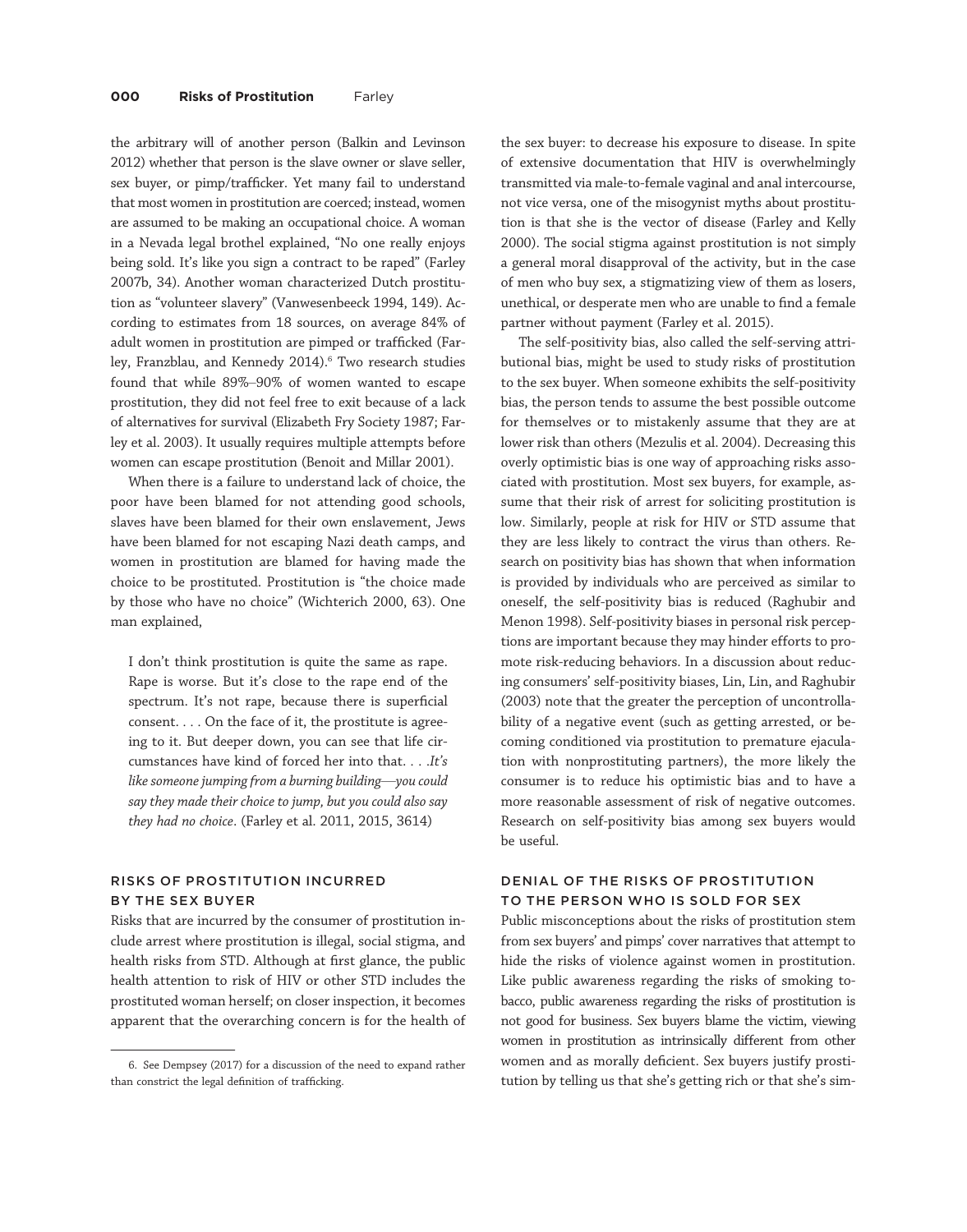the arbitrary will of another person (Balkin and Levinson 2012) whether that person is the slave owner or slave seller, sex buyer, or pimp/trafficker. Yet many fail to understand that most women in prostitution are coerced; instead, women are assumed to be making an occupational choice. A woman in a Nevada legal brothel explained, "No one really enjoys being sold. It's like you sign a contract to be raped" (Farley 2007b, 34). Another woman characterized Dutch prostitution as "volunteer slavery" (Vanwesenbeeck 1994, 149). According to estimates from 18 sources, on average 84% of adult women in prostitution are pimped or trafficked (Farley, Franzblau, and Kennedy 2014).[6] Two research studies found that while 89%–90% of women wanted to escape prostitution, they did not feel free to exit because of a lack of alternatives for survival (Elizabeth Fry Society 1987; Farley et al. 2003). It usually requires multiple attempts before women can escape prostitution (Benoit and Millar 2001).

When there is a failure to understand lack of choice, the poor have been blamed for not attending good schools, slaves have been blamed for their own enslavement, Jews have been blamed for not escaping Nazi death camps, and women in prostitution are blamed for having made the choice to be prostituted. Prostitution is "the choice made by those who have no choice" (Wichterich 2000, 63). One man explained,

> I don't think prostitution is quite the same as rape. Rape is worse. But it's close to the rape end of the spectrum. It's not rape, because there is superficial consent. . . . On the face of it, the prostitute is agreeing to it. But deeper down, you can see that life circumstances have kind of forced her into that. . . .*It's like someone jumping from a burning building—you could say they made their choice to jump, but you could also say they had no choice*. (Farley et al. 2011, 2015, 3614)

## RISKS OF PROSTITUTION INCURRED BY THE SEX BUYER

Risks that are incurred by the consumer of prostitution include arrest where prostitution is illegal, social stigma, and health risks from STD. Although at first glance, the public health attention to risk of HIV or other STD includes the prostituted woman herself; on closer inspection, it becomes apparent that the overarching concern is for the health of the sex buyer: to decrease his exposure to disease. In spite of extensive documentation that HIV is overwhelmingly transmitted via male-to-female vaginal and anal intercourse, not vice versa, one of the misogynist myths about prostitution is that she is the vector of disease (Farley and Kelly 2000). The social stigma against prostitution is not simply a general moral disapproval of the activity, but in the case of men who buy sex, a stigmatizing view of them as losers, unethical, or desperate men who are unable to find a female partner without payment (Farley et al. 2015).

The self-positivity bias, also called the self-serving attributional bias, might be used to study risks of prostitution to the sex buyer. When someone exhibits the self-positivity bias, the person tends to assume the best possible outcome for themselves or to mistakenly assume that they are at lower risk than others (Mezulis et al. 2004). Decreasing this overly optimistic bias is one way of approaching risks associated with prostitution. Most sex buyers, for example, assume that their risk of arrest for soliciting prostitution is low. Similarly, people at risk for HIV or STD assume that they are less likely to contract the virus than others. Research on positivity bias has shown that when information is provided by individuals who are perceived as similar to oneself, the self-positivity bias is reduced (Raghubir and Menon 1998). Self-positivity biases in personal risk perceptions are important because they may hinder efforts to promote risk-reducing behaviors. In a discussion about reducing consumers' self-positivity biases, Lin, Lin, and Raghubir (2003) note that the greater the perception of uncontrollability of a negative event (such as getting arrested, or becoming conditioned via prostitution to premature ejaculation with nonprostituting partners), the more likely the consumer is to reduce his optimistic bias and to have a more reasonable assessment of risk of negative outcomes. Research on self-positivity bias among sex buyers would be useful.

## DENIAL OF THE RISKS OF PROSTITUTION TO THE PERSON WHO IS SOLD FOR SEX

Public misconceptions about the risks of prostitution stem from sex buyers' and pimps' cover narratives that attempt to hide the risks of violence against women in prostitution. Like public awareness regarding the risks of smoking tobacco, public awareness regarding the risks of prostitution is not good for business. Sex buyers blame the victim, viewing women in prostitution as intrinsically different from other women and as morally deficient. Sex buyers justify prostitution by telling us that she's getting rich or that she's sim-

6. See Dempsey (2017) for a discussion of the need to expand rather than constrict the legal definition of trafficking.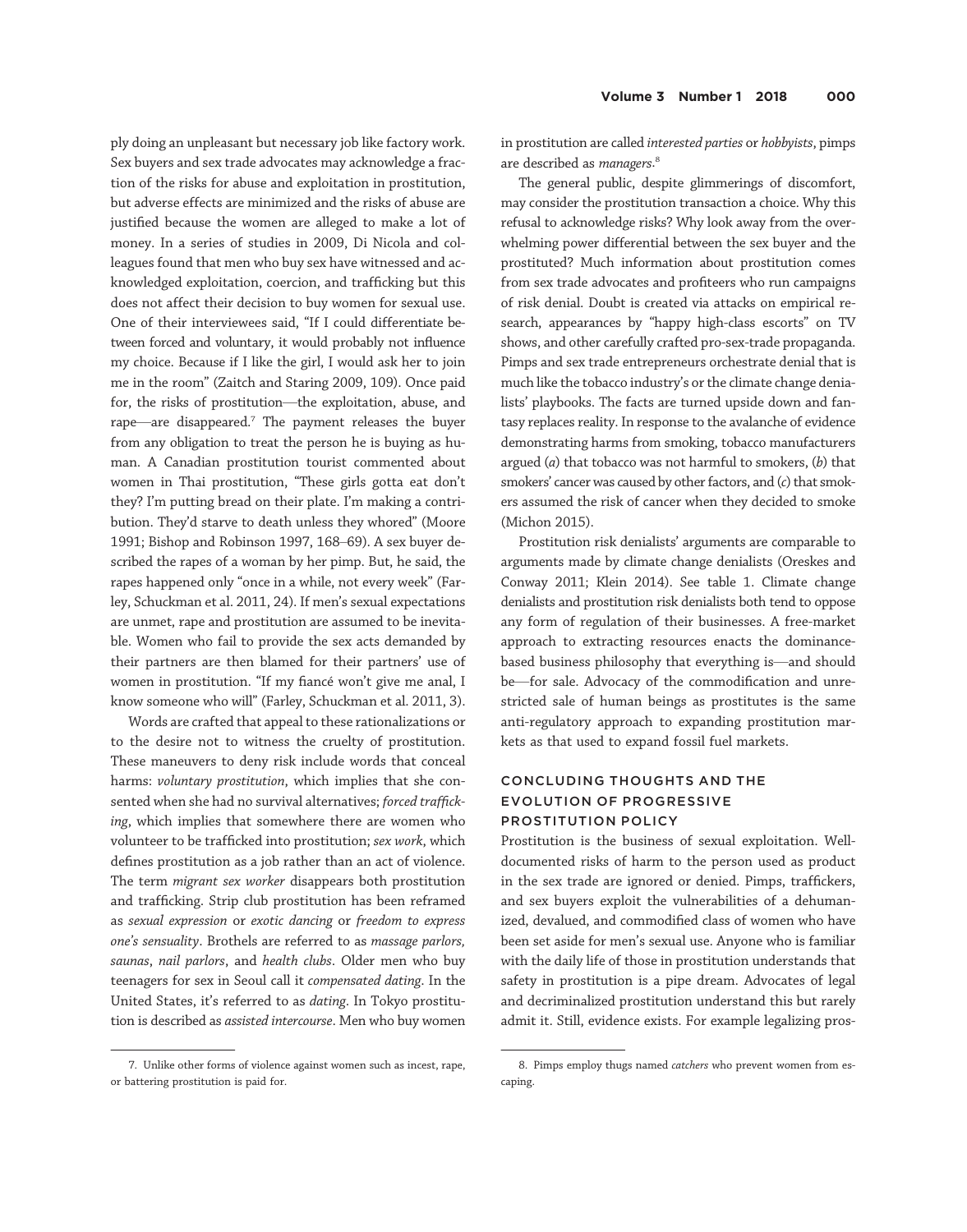ply doing an unpleasant but necessary job like factory work. Sex buyers and sex trade advocates may acknowledge a fraction of the risks for abuse and exploitation in prostitution, but adverse effects are minimized and the risks of abuse are justified because the women are alleged to make a lot of money. In a series of studies in 2009, Di Nicola and colleagues found that men who buy sex have witnessed and acknowledged exploitation, coercion, and trafficking but this does not affect their decision to buy women for sexual use. One of their interviewees said, "If I could differentiate between forced and voluntary, it would probably not influence my choice. Because if I like the girl, I would ask her to join me in the room" (Zaitch and Staring 2009, 109). Once paid for, the risks of prostitution—the exploitation, abuse, and rape—are disappeared.[7] The payment releases the buyer from any obligation to treat the person he is buying as human. A Canadian prostitution tourist commented about women in Thai prostitution, "These girls gotta eat don't they? I'm putting bread on their plate. I'm making a contribution. They'd starve to death unless they whored" (Moore 1991; Bishop and Robinson 1997, 168–69). A sex buyer described the rapes of a woman by her pimp. But, he said, the rapes happened only "once in a while, not every week" (Farley, Schuckman et al. 2011, 24). If men's sexual expectations are unmet, rape and prostitution are assumed to be inevitable. Women who fail to provide the sex acts demanded by their partners are then blamed for their partners' use of women in prostitution. "If my fiancé won't give me anal, I know someone who will" (Farley, Schuckman et al. 2011, 3).

Words are crafted that appeal to these rationalizations or to the desire not to witness the cruelty of prostitution. These maneuvers to deny risk include words that conceal harms: *voluntary prostitution*, which implies that she consented when she had no survival alternatives; *forced trafficking*, which implies that somewhere there are women who volunteer to be trafficked into prostitution; *sex work*, which defines prostitution as a job rather than an act of violence. The term *migrant sex worker* disappears both prostitution and trafficking. Strip club prostitution has been reframed as *sexual expression* or *exotic dancing* or *freedom to express one's sensuality*. Brothels are referred to as *massage parlors, saunas*, *nail parlors*, and *health clubs*. Older men who buy teenagers for sex in Seoul call it *compensated dating*. In the United States, it's referred to as *dating*. In Tokyo prostitution is described as *assisted intercourse*. Men who buy women in prostitution are called *interested parties* or *hobbyists*, pimps are described as *managers*.[8]

The general public, despite glimmerings of discomfort, may consider the prostitution transaction a choice. Why this refusal to acknowledge risks? Why look away from the overwhelming power differential between the sex buyer and the prostituted? Much information about prostitution comes from sex trade advocates and profiteers who run campaigns of risk denial. Doubt is created via attacks on empirical research, appearances by "happy high-class escorts" on TV shows, and other carefully crafted pro-sex-trade propaganda. Pimps and sex trade entrepreneurs orchestrate denial that is much like the tobacco industry's or the climate change denialists' playbooks. The facts are turned upside down and fantasy replaces reality. In response to the avalanche of evidence demonstrating harms from smoking, tobacco manufacturers argued (*a*) that tobacco was not harmful to smokers, (*b*) that smokers' cancer was caused by other factors, and (*c*) that smokers assumed the risk of cancer when they decided to smoke (Michon 2015).

Prostitution risk denialists' arguments are comparable to arguments made by climate change denialists (Oreskes and Conway 2011; Klein 2014). See table 1. Climate change denialists and prostitution risk denialists both tend to oppose any form of regulation of their businesses. A free-market approach to extracting resources enacts the dominance-based business philosophy that everything is—and should be—for sale. Advocacy of the commodification and unrestricted sale of human beings as prostitutes is the same anti-regulatory approach to expanding prostitution markets as that used to expand fossil fuel markets.

## CONCLUDING THOUGHTS AND THE EVOLUTION OF PROGRESSIVE PROSTITUTION POLICY

Prostitution is the business of sexual exploitation. Well-documented risks of harm to the person used as product in the sex trade are ignored or denied. Pimps, traffickers, and sex buyers exploit the vulnerabilities of a dehumanized, devalued, and commodified class of women who have been set aside for men's sexual use. Anyone who is familiar with the daily life of those in prostitution understands that safety in prostitution is a pipe dream. Advocates of legal and decriminalized prostitution understand this but rarely admit it. Still, evidence exists. For example legalizing pros-

7. Unlike other forms of violence against women such as incest, rape, or battering prostitution is paid for.

8. Pimps employ thugs named *catchers* who prevent women from escaping.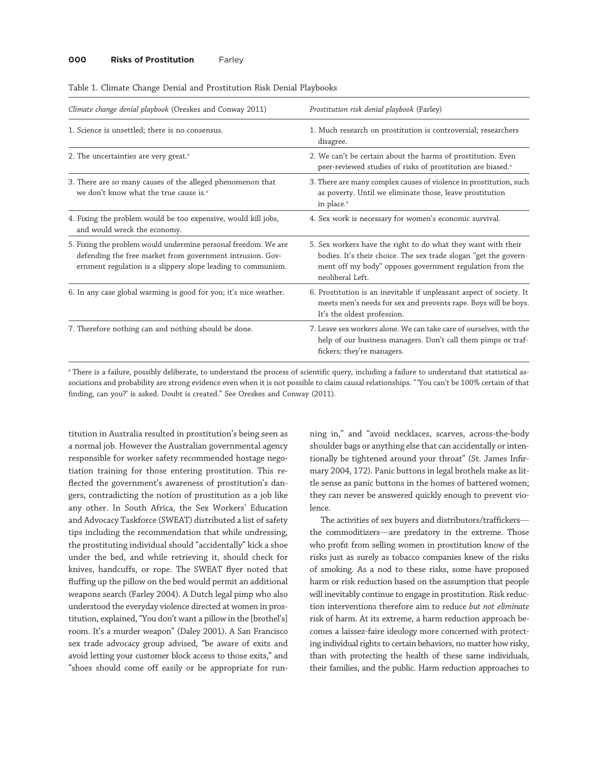Table 1. Climate Change Denial and Prostitution Risk Denial Playbooks

| *Climate change denial playbook* (Oreskes and Conway 2011) | *Prostitution risk denial playbook* (Farley) |
|---|---|
| 1. Science is unsettled; there is no consensus. | 1. Much research on prostitution is controversial; researchers disagree. |
| 2. The uncertainties are very great.[a] | 2. We can't be certain about the harms of prostitution. Even peer-reviewed studies of risks of prostitution are biased.[a] |
| 3. There are so many causes of the alleged phenomenon that we don't know what the true cause is.[a] | 3. There are many complex causes of violence in prostitution, such as poverty. Until we eliminate those, leave prostitution in place.[a] |
| 4. Fixing the problem would be too expensive, would kill jobs, and would wreck the economy. | 4. Sex work is necessary for women's economic survival. |
| 5. Fixing the problem would undermine personal freedom. We are defending the free market from government intrusion. Government regulation is a slippery slope leading to communism. | 5. Sex workers have the right to do what they want with their bodies. It's their choice. The sex trade slogan "get the government off my body" opposes government regulation from the neoliberal Left. |
| 6. In any case global warming is good for you; it's nice weather. | 6. Prostitution is an inevitable if unpleasant aspect of society. It meets men's needs for sex and prevents rape. Boys will be boys. It's the oldest profession. |
| 7. Therefore nothing can and nothing should be done. | 7. Leave sex workers alone. We can take care of ourselves, with the help of our business managers. Don't call them pimps or traffickers; they're managers. |

[a] There is a failure, possibly deliberate, to understand the process of scientific query, including a failure to understand that statistical associations and probability are strong evidence even when it is not possible to claim causal relationships. "'You can't be 100% certain of that finding, can you?' is asked. Doubt is created." See Oreskes and Conway (2011).

titution in Australia resulted in prostitution's being seen as a normal job. However the Australian governmental agency responsible for worker safety recommended hostage negotiation training for those entering prostitution. This reflected the government's awareness of prostitution's dangers, contradicting the notion of prostitution as a job like any other. In South Africa, the Sex Workers' Education and Advocacy Taskforce (SWEAT) distributed a list of safety tips including the recommendation that while undressing, the prostituting individual should "accidentally" kick a shoe under the bed, and while retrieving it, should check for knives, handcuffs, or rope. The SWEAT flyer noted that fluffing up the pillow on the bed would permit an additional weapons search (Farley 2004). A Dutch legal pimp who also understood the everyday violence directed at women in prostitution, explained, "You don't want a pillow in the [brothel's] room. It's a murder weapon" (Daley 2001). A San Francisco sex trade advocacy group advised, "be aware of exits and avoid letting your customer block access to those exits," and "shoes should come off easily or be appropriate for running in," and "avoid necklaces, scarves, across-the-body shoulder bags or anything else that can accidentally or intentionally be tightened around your throat" (St. James Infirmary 2004, 172). Panic buttons in legal brothels make as little sense as panic buttons in the homes of battered women; they can never be answered quickly enough to prevent violence.

The activities of sex buyers and distributors/traffickers—the commoditizers—are predatory in the extreme. Those who profit from selling women in prostitution know of the risks just as surely as tobacco companies knew of the risks of smoking. As a nod to these risks, some have proposed harm or risk reduction based on the assumption that people will inevitably continue to engage in prostitution. Risk reduction interventions therefore aim to reduce *but not eliminate* risk of harm. At its extreme, a harm reduction approach becomes a laissez-faire ideology more concerned with protecting individual rights to certain behaviors, no matter how risky, than with protecting the health of these same individuals, their families, and the public. Harm reduction approaches to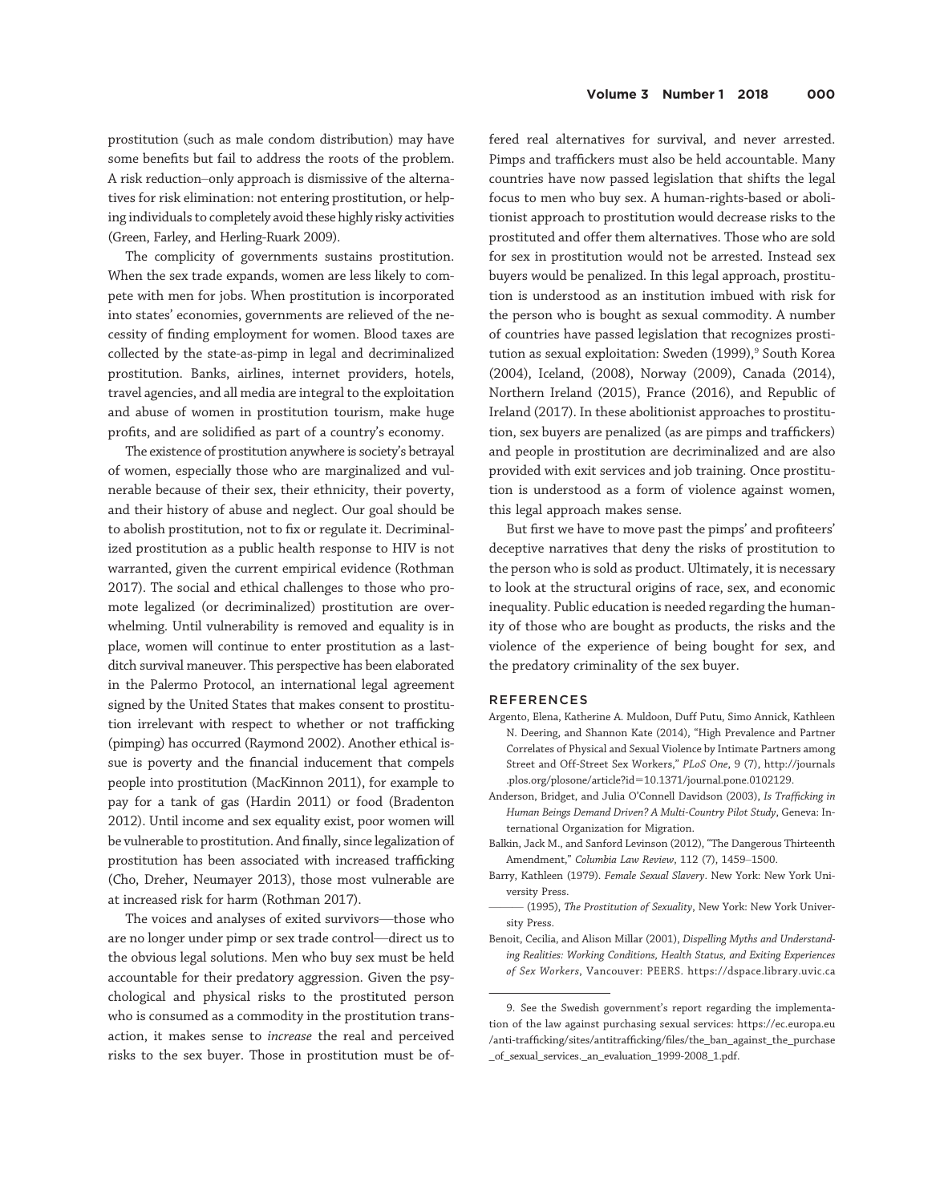prostitution (such as male condom distribution) may have some benefits but fail to address the roots of the problem. A risk reduction–only approach is dismissive of the alternatives for risk elimination: not entering prostitution, or helping individuals to completely avoid these highly risky activities (Green, Farley, and Herling-Ruark 2009).

The complicity of governments sustains prostitution. When the sex trade expands, women are less likely to compete with men for jobs. When prostitution is incorporated into states' economies, governments are relieved of the necessity of finding employment for women. Blood taxes are collected by the state-as-pimp in legal and decriminalized prostitution. Banks, airlines, internet providers, hotels, travel agencies, and all media are integral to the exploitation and abuse of women in prostitution tourism, make huge profits, and are solidified as part of a country's economy.

The existence of prostitution anywhere is society's betrayal of women, especially those who are marginalized and vulnerable because of their sex, their ethnicity, their poverty, and their history of abuse and neglect. Our goal should be to abolish prostitution, not to fix or regulate it. Decriminalized prostitution as a public health response to HIV is not warranted, given the current empirical evidence (Rothman 2017). The social and ethical challenges to those who promote legalized (or decriminalized) prostitution are overwhelming. Until vulnerability is removed and equality is in place, women will continue to enter prostitution as a last-ditch survival maneuver. This perspective has been elaborated in the Palermo Protocol, an international legal agreement signed by the United States that makes consent to prostitution irrelevant with respect to whether or not trafficking (pimping) has occurred (Raymond 2002). Another ethical issue is poverty and the financial inducement that compels people into prostitution (MacKinnon 2011), for example to pay for a tank of gas (Hardin 2011) or food (Bradenton 2012). Until income and sex equality exist, poor women will be vulnerable to prostitution. And finally, since legalization of prostitution has been associated with increased trafficking (Cho, Dreher, Neumayer 2013), those most vulnerable are at increased risk for harm (Rothman 2017).

The voices and analyses of exited survivors—those who are no longer under pimp or sex trade control—direct us to the obvious legal solutions. Men who buy sex must be held accountable for their predatory aggression. Given the psychological and physical risks to the prostituted person who is consumed as a commodity in the prostitution transaction, it makes sense to *increase* the real and perceived risks to the sex buyer. Those in prostitution must be offered real alternatives for survival, and never arrested. Pimps and traffickers must also be held accountable. Many countries have now passed legislation that shifts the legal focus to men who buy sex. A human-rights-based or abolitionist approach to prostitution would decrease risks to the prostituted and offer them alternatives. Those who are sold for sex in prostitution would not be arrested. Instead sex buyers would be penalized. In this legal approach, prostitution is understood as an institution imbued with risk for the person who is bought as sexual commodity. A number of countries have passed legislation that recognizes prostitution as sexual exploitation: Sweden (1999),[9] South Korea (2004), Iceland, (2008), Norway (2009), Canada (2014), Northern Ireland (2015), France (2016), and Republic of Ireland (2017). In these abolitionist approaches to prostitution, sex buyers are penalized (as are pimps and traffickers) and people in prostitution are decriminalized and are also provided with exit services and job training. Once prostitution is understood as a form of violence against women, this legal approach makes sense.

But first we have to move past the pimps' and profiteers' deceptive narratives that deny the risks of prostitution to the person who is sold as product. Ultimately, it is necessary to look at the structural origins of race, sex, and economic inequality. Public education is needed regarding the humanity of those who are bought as products, the risks and the violence of the experience of being bought for sex, and the predatory criminality of the sex buyer.

## REFERENCES

Argento, Elena, Katherine A. Muldoon, Duff Putu, Simo Annick, Kathleen N. Deering, and Shannon Kate (2014), "High Prevalence and Partner Correlates of Physical and Sexual Violence by Intimate Partners among Street and Off-Street Sex Workers," *PLoS One*, 9 (7), http://journals.plos.org/plosone/article?id=10.1371/journal.pone.0102129.

Anderson, Bridget, and Julia O'Connell Davidson (2003), *Is Trafficking in Human Beings Demand Driven? A Multi-Country Pilot Study*, Geneva: International Organization for Migration.

Balkin, Jack M., and Sanford Levinson (2012), "The Dangerous Thirteenth Amendment," *Columbia Law Review*, 112 (7), 1459–1500.

Barry, Kathleen (1979). *Female Sexual Slavery*. New York: New York University Press.

——— (1995), *The Prostitution of Sexuality*, New York: New York University Press.

Benoit, Cecilia, and Alison Millar (2001), *Dispelling Myths and Understanding Realities: Working Conditions, Health Status, and Exiting Experiences of Sex Workers*, Vancouver: PEERS. https://dspace.library.uvic.ca

---

9. See the Swedish government's report regarding the implementation of the law against purchasing sexual services: https://ec.europa.eu/anti-trafficking/sites/antitrafficking/files/the_ban_against_the_purchase_of_sexual_services._an_evaluation_1999-2008_1.pdf.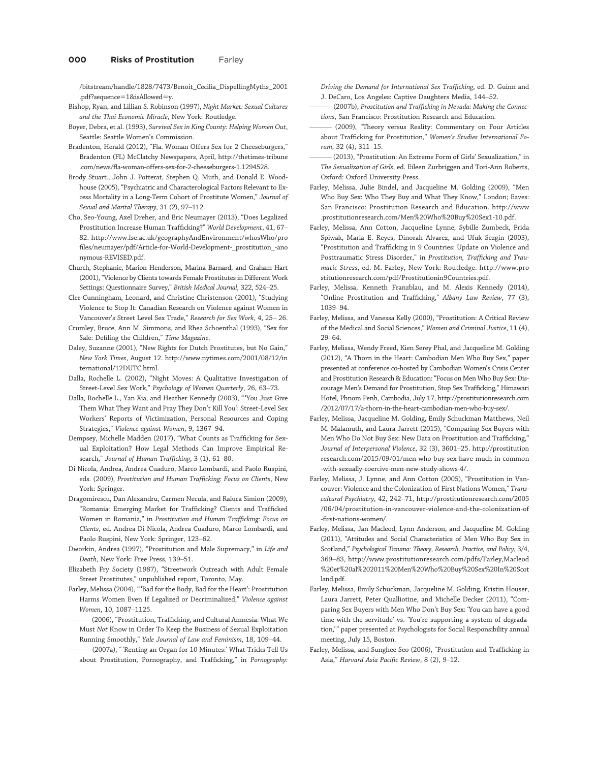/bitstream/handle/1828/7473/Benoit_Cecilia_DispellingMyths_2001.pdf?sequence=1&isAllowed=y.

Bishop, Ryan, and Lillian S. Robinson (1997), *Night Market: Sexual Cultures and the Thai Economic Miracle*, New York: Routledge.

Boyer, Debra, et al. (1993), *Survival Sex in King County: Helping Women Out*, Seattle: Seattle Women's Commission.

Bradenton, Herald (2012), "Fla. Woman Offers Sex for 2 Cheeseburgers," Bradenton (FL) McClatchy Newspapers, April, http://thetimes-tribune.com/news/fla-woman-offers-sex-for-2-cheeseburgers-1.1294528.

Brody Stuart., John J. Potterat, Stephen Q. Muth, and Donald E. Woodhouse (2005), "Psychiatric and Characterological Factors Relevant to Excess Mortality in a Long-Term Cohort of Prostitute Women," *Journal of Sexual and Marital Therapy*, 31 (2), 97–112.

Cho, Seo-Young, Axel Dreher, and Eric Neumayer (2013), "Does Legalized Prostitution Increase Human Trafficking?" *World Development*, 41, 67–82. http://www.lse.ac.uk/geographyAndEnvironment/whosWho/profiles/neumayer/pdf/Article-for-World-Development-_prostitution_-anonymous-REVISED.pdf.

Church, Stephanie, Marion Henderson, Marina Barnard, and Graham Hart (2001), "Violence by Clients towards Female Prostitutes in Different Work Settings: Questionnaire Survey," *British Medical Journal*, 322, 524–25.

Cler-Cunningham, Leonard, and Christine Christenson (2001), "Studying Violence to Stop It: Canadian Research on Violence against Women in Vancouver's Street Level Sex Trade," *Research for Sex Work*, 4, 25– 26.

Crumley, Bruce, Ann M. Simmons, and Rhea Schoenthal (1993), "Sex for Sale: Defiling the Children," *Time Magazine*.

Daley, Suzanne (2001), "New Rights for Dutch Prostitutes, but No Gain," *New York Times*, August 12. http://www.nytimes.com/2001/08/12/international/12DUTC.html.

Dalla, Rochelle L. (2002), "Night Moves: A Qualitative Investigation of Street-Level Sex Work," *Psychology of Women Quarterly*, 26, 63–73.

Dalla, Rochelle L., Yan Xia, and Heather Kennedy (2003), "'You Just Give Them What They Want and Pray They Don't Kill You': Street-Level Sex Workers' Reports of Victimization, Personal Resources and Coping Strategies," *Violence against Women*, 9, 1367–94.

Dempsey, Michelle Madden (2017), "What Counts as Trafficking for Sexual Exploitation? How Legal Methods Can Improve Empirical Research," *Journal of Human Trafficking*, 3 (1), 61–80.

Di Nicola, Andrea, Andrea Cuaduro, Marco Lombardi, and Paolo Ruspini, eds. (2009), *Prostitution and Human Trafficking: Focus on Clients*, New York: Springer.

Dragomirescu, Dan Alexandru, Carmen Necula, and Raluca Simion (2009), "Romania: Emerging Market for Trafficking? Clients and Trafficked Women in Romania," in *Prostitution and Human Trafficking: Focus on Clients*, ed. Andrea Di Nicola, Andrea Cuaduro, Marco Lombardi, and Paolo Ruspini, New York: Springer, 123–62.

Dworkin, Andrea (1997), "Prostitution and Male Supremacy," in *Life and Death*, New York: Free Press, 139–51.

Elizabeth Fry Society (1987), "Streetwork Outreach with Adult Female Street Prostitutes," unpublished report, Toronto, May.

Farley, Melissa (2004), "'Bad for the Body, Bad for the Heart': Prostitution Harms Women Even If Legalized or Decriminalized," *Violence against Women*, 10, 1087–1125.

——— (2006), "Prostitution, Trafficking, and Cultural Amnesia: What We Must *Not* Know in Order To Keep the Business of Sexual Exploitation Running Smoothly," *Yale Journal of Law and Feminism*, 18, 109–44.

——— (2007a), "'Renting an Organ for 10 Minutes:' What Tricks Tell Us about Prostitution, Pornography, and Trafficking," in *Pornography: Driving the Demand for International Sex Trafficking*, ed. D. Guinn and J. DeCaro, Los Angeles: Captive Daughters Media, 144–52.

——— (2007b), *Prostitution and Trafficking in Nevada: Making the Connections*, San Francisco: Prostitution Research and Education.

——— (2009), "Theory versus Reality: Commentary on Four Articles about Trafficking for Prostitution," *Women's Studies International Forum*, 32 (4), 311–15.

——— (2013), "Prostitution: An Extreme Form of Girls' Sexualization," in *The Sexualization of Girls*, ed. Eileen Zurbriggen and Tori-Ann Roberts, Oxford: Oxford University Press.

Farley, Melissa, Julie Bindel, and Jacqueline M. Golding (2009), "Men Who Buy Sex: Who They Buy and What They Know," London; Eaves: San Francisco: Prostitution Research and Education. http://www.prostitutionresearch.com/Men%20Who%20Buy%20Sex1-10.pdf.

Farley, Melissa, Ann Cotton, Jacqueline Lynne, Sybille Zumbeck, Frida Spiwak, Maria E. Reyes, Dinorah Alvarez, and Ufuk Sezgin (2003), "Prostitution and Trafficking in 9 Countries: Update on Violence and Posttraumatic Stress Disorder," in *Prostitution, Trafficking and Traumatic Stress*, ed. M. Farley, New York: Routledge. http://www.prostitutionresearch.com/pdf/Prostitutionin9Countries.pdf.

Farley, Melissa, Kenneth Franzblau, and M. Alexis Kennedy (2014), "Online Prostitution and Trafficking," *Albany Law Review*, 77 (3), 1039–94.

Farley, Melissa, and Vanessa Kelly (2000), "Prostitution: A Critical Review of the Medical and Social Sciences," *Women and Criminal Justice*, 11 (4), 29–64.

Farley, Melissa, Wendy Freed, Kien Serey Phal, and Jacqueline M. Golding (2012), "A Thorn in the Heart: Cambodian Men Who Buy Sex," paper presented at conference co-hosted by Cambodian Women's Crisis Center and Prostitution Research & Education: "Focus on Men Who Buy Sex: Discourage Men's Demand for Prostitution, Stop Sex Trafficking," Himawari Hotel, Phnom Penh, Cambodia, July 17, http://prostitutionresearch.com/2012/07/17/a-thorn-in-the-heart-cambodian-men-who-buy-sex/.

Farley, Melissa, Jacqueline M. Golding, Emily Schuckman Matthews, Neil M. Malamuth, and Laura Jarrett (2015), "Comparing Sex Buyers with Men Who Do Not Buy Sex: New Data on Prostitution and Trafficking," *Journal of Interpersonal Violence*, 32 (3), 3601–25. http://prostitutionresearch.com/2015/09/01/men-who-buy-sex-have-much-in-common-with-sexually-coercive-men-new-study-shows-4/.

Farley, Melissa, J. Lynne, and Ann Cotton (2005), "Prostitution in Vancouver: Violence and the Colonization of First Nations Women," *Transcultural Psychiatry*, 42, 242–71, http://prostitutionresearch.com/2005/06/04/prostitution-in-vancouver-violence-and-the-colonization-of-first-nations-women/.

Farley, Melissa, Jan Macleod, Lynn Anderson, and Jacqueline M. Golding (2011), "Attitudes and Social Characteristics of Men Who Buy Sex in Scotland," *Psychological Trauma: Theory, Research, Practice, and Policy*, 3/4, 369–83, http://www.prostitutionresearch.com/pdfs/Farley,Macleod%20et%20al%202011%20Men%20Who%20Buy%20Sex%20In%20Scotland.pdf.

Farley, Melissa, Emily Schuckman, Jacqueline M. Golding, Kristin Houser, Laura Jarrett, Peter Qualliotine, and Michelle Decker (2011), "Comparing Sex Buyers with Men Who Don't Buy Sex: 'You can have a good time with the servitude' vs. 'You're supporting a system of degradation,'" paper presented at Psychologists for Social Responsibility annual meeting, July 15, Boston.

Farley, Melissa, and Sunghee Seo (2006), "Prostitution and Trafficking in Asia," *Harvard Asia Pacific Review*, 8 (2), 9–12.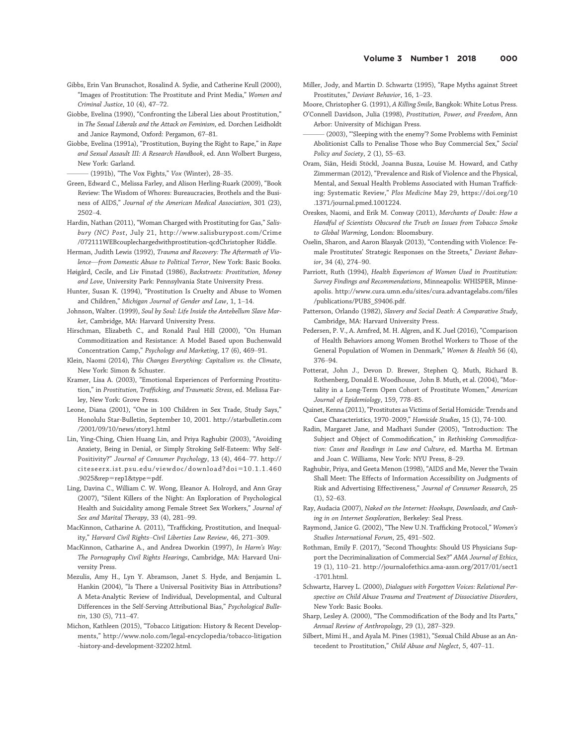Gibbs, Erin Van Brunschot, Rosalind A. Sydie, and Catherine Krull (2000), "Images of Prostitution: The Prostitute and Print Media," *Women and Criminal Justice*, 10 (4), 47–72.

Giobbe, Evelina (1990), "Confronting the Liberal Lies about Prostitution," in *The Sexual Liberals and the Attack on Feminism*, ed. Dorchen Leidholdt and Janice Raymond, Oxford: Pergamon, 67–81.

Giobbe, Evelina (1991a), "Prostitution, Buying the Right to Rape," in *Rape and Sexual Assault III: A Research Handbook*, ed. Ann Wolbert Burgess, New York: Garland.

——— (1991b), "The Vox Fights," *Vox* (Winter), 28–35.

Green, Edward C., Melissa Farley, and Alison Herling-Ruark (2009), "Book Review: The Wisdom of Whores: Bureaucracies, Brothels and the Business of AIDS," *Journal of the American Medical Association*, 301 (23), 2502–4.

Hardin, Nathan (2011), "Woman Charged with Prostituting for Gas," *Salisbury (NC) Post*, July 21, http://www.salisburypost.com/Crime/072111WEBcouplechargedwithprostitution-qcdChristopher Riddle.

Herman, Judith Lewis (1992), *Trauma and Recovery: The Aftermath of Violence—from Domestic Abuse to Political Terror*, New York: Basic Books.

Høigård, Cecile, and Liv Finstad (1986), *Backstreets: Prostitution, Money and Love*, University Park: Pennsylvania State University Press.

Hunter, Susan K. (1994), "Prostitution Is Cruelty and Abuse to Women and Children," *Michigan Journal of Gender and Law*, 1, 1–14.

Johnson, Walter. (1999), *Soul by Soul: Life Inside the Antebellum Slave Market*, Cambridge, MA: Harvard University Press.

Hirschman, Elizabeth C., and Ronald Paul Hill (2000), "On Human Commoditization and Resistance: A Model Based upon Buchenwald Concentration Camp," *Psychology and Marketing*, 17 (6), 469–91.

Klein, Naomi (2014), *This Changes Everything: Capitalism vs. the Climate*, New York: Simon & Schuster.

Kramer, Lisa A. (2003), "Emotional Experiences of Performing Prostitution," in *Prostitution, Trafficking, and Traumatic Stress*, ed. Melissa Farley, New York: Grove Press.

Leone, Diana (2001), "One in 100 Children in Sex Trade, Study Says," Honolulu Star-Bulletin, September 10, 2001. http://starbulletin.com/2001/09/10/news/story1.html

Lin, Ying-Ching, Chien Huang Lin, and Priya Raghubir (2003), "Avoiding Anxiety, Being in Denial, or Simply Stroking Self-Esteem: Why Self-Positivity?" *Journal of Consumer Psychology*, 13 (4), 464–77. http://citeseerx.ist.psu.edu/viewdoc/download?doi=10.1.1.460.9025&rep=rep1&type=pdf.

Ling, Davina C., William C. W. Wong, Eleanor A. Holroyd, and Ann Gray (2007), "Silent Killers of the Night: An Exploration of Psychological Health and Suicidality among Female Street Sex Workers," *Journal of Sex and Marital Therapy*, 33 (4), 281–99.

MacKinnon, Catharine A. (2011), "Trafficking, Prostitution, and Inequality," *Harvard Civil Rights–Civil Liberties Law Review*, 46, 271–309.

MacKinnon, Catharine A., and Andrea Dworkin (1997), *In Harm's Way: The Pornography Civil Rights Hearings*, Cambridge, MA: Harvard University Press.

Mezulis, Amy H., Lyn Y. Abramson, Janet S. Hyde, and Benjamin L. Hankin (2004), "Is There a Universal Positivity Bias in Attributions? A Meta-Analytic Review of Individual, Developmental, and Cultural Differences in the Self-Serving Attributional Bias," *Psychological Bulletin*, 130 (5), 711–47.

Michon, Kathleen (2015), "Tobacco Litigation: History & Recent Developments," http://www.nolo.com/legal-encyclopedia/tobacco-litigation-history-and-development-32202.html.

Miller, Jody, and Martin D. Schwartz (1995), "Rape Myths against Street Prostitutes," *Deviant Behavior*, 16, 1–23.

Moore, Christopher G. (1991), *A Killing Smile*, Bangkok: White Lotus Press.

O'Connell Davidson, Julia (1998), *Prostitution, Power, and Freedom*, Ann Arbor: University of Michigan Press.

——— (2003), "'Sleeping with the enemy'? Some Problems with Feminist Abolitionist Calls to Penalise Those who Buy Commercial Sex," *Social Policy and Society*, 2 (1), 55–63.

Oram, Siân, Heidi Stöckl, Joanna Busza, Louise M. Howard, and Cathy Zimmerman (2012), "Prevalence and Risk of Violence and the Physical, Mental, and Sexual Health Problems Associated with Human Trafficking: Systematic Review," *Plos Medicine* May 29, https://doi.org/10.1371/journal.pmed.1001224.

Oreskes, Naomi, and Erik M. Conway (2011), *Merchants of Doubt: How a Handful of Scientists Obscured the Truth on Issues from Tobacco Smoke to Global Warming*, London: Bloomsbury.

Oselin, Sharon, and Aaron Blasyak (2013), "Contending with Violence: Female Prostitutes' Strategic Responses on the Streets," *Deviant Behavior*, 34 (4), 274–90.

Parriott, Ruth (1994), *Health Experiences of Women Used in Prostitution: Survey Findings and Recommendations*, Minneapolis: WHISPER, Minneapolis. http://www.cura.umn.edu/sites/cura.advantagelabs.com/files/publications/PUBS_S9406.pdf.

Patterson, Orlando (1982), *Slavery and Social Death: A Comparative Study*, Cambridge, MA: Harvard University Press.

Pedersen, P. V., A. Arnfred, M. H. Algren, and K. Juel (2016), "Comparison of Health Behaviors among Women Brothel Workers to Those of the General Population of Women in Denmark," *Women & Health* 56 (4), 376–94.

Potterat, John J., Devon D. Brewer, Stephen Q. Muth, Richard B. Rothenberg, Donald E. Woodhouse, John B. Muth, et al. (2004), "Mortality in a Long-Term Open Cohort of Prostitute Women," *American Journal of Epidemiology*, 159, 778–85.

Quinet, Kenna (2011), "Prostitutes as Victims of Serial Homicide: Trends and Case Characteristics, 1970–2009," *Homicide Studies*, 15 (1), 74–100.

Radin, Margaret Jane, and Madhavi Sunder (2005), "Introduction: The Subject and Object of Commodification," in *Rethinking Commodification: Cases and Readings in Law and Culture*, ed. Martha M. Ertman and Joan C. Williams, New York: NYU Press, 8–29.

Raghubir, Priya, and Geeta Menon (1998), "AIDS and Me, Never the Twain Shall Meet: The Effects of Information Accessibility on Judgments of Risk and Advertising Effectiveness," *Journal of Consumer Research*, 25 (1), 52–63.

Ray, Audacia (2007), *Naked on the Internet: Hookups, Downloads, and Cashing in on Internet Sexploration*, Berkeley: Seal Press.

Raymond, Janice G. (2002), "The New U.N. Trafficking Protocol," *Women's Studies International Forum*, 25, 491–502.

Rothman, Emily F. (2017), "Second Thoughts: Should US Physicians Support the Decriminalization of Commercial Sex?" *AMA Journal of Ethics*, 19 (1), 110–21. http://journalofethics.ama-assn.org/2017/01/sect1-1701.html.

Schwartz, Harvey L. (2000), *Dialogues with Forgotten Voices: Relational Perspective on Child Abuse Trauma and Treatment of Dissociative Disorders*, New York: Basic Books.

Sharp, Lesley A. (2000), "The Commodification of the Body and Its Parts," *Annual Review of Anthropology*, 29 (1), 287–329.

Silbert, Mimi H., and Ayala M. Pines (1981), "Sexual Child Abuse as an Antecedent to Prostitution," *Child Abuse and Neglect*, 5, 407–11.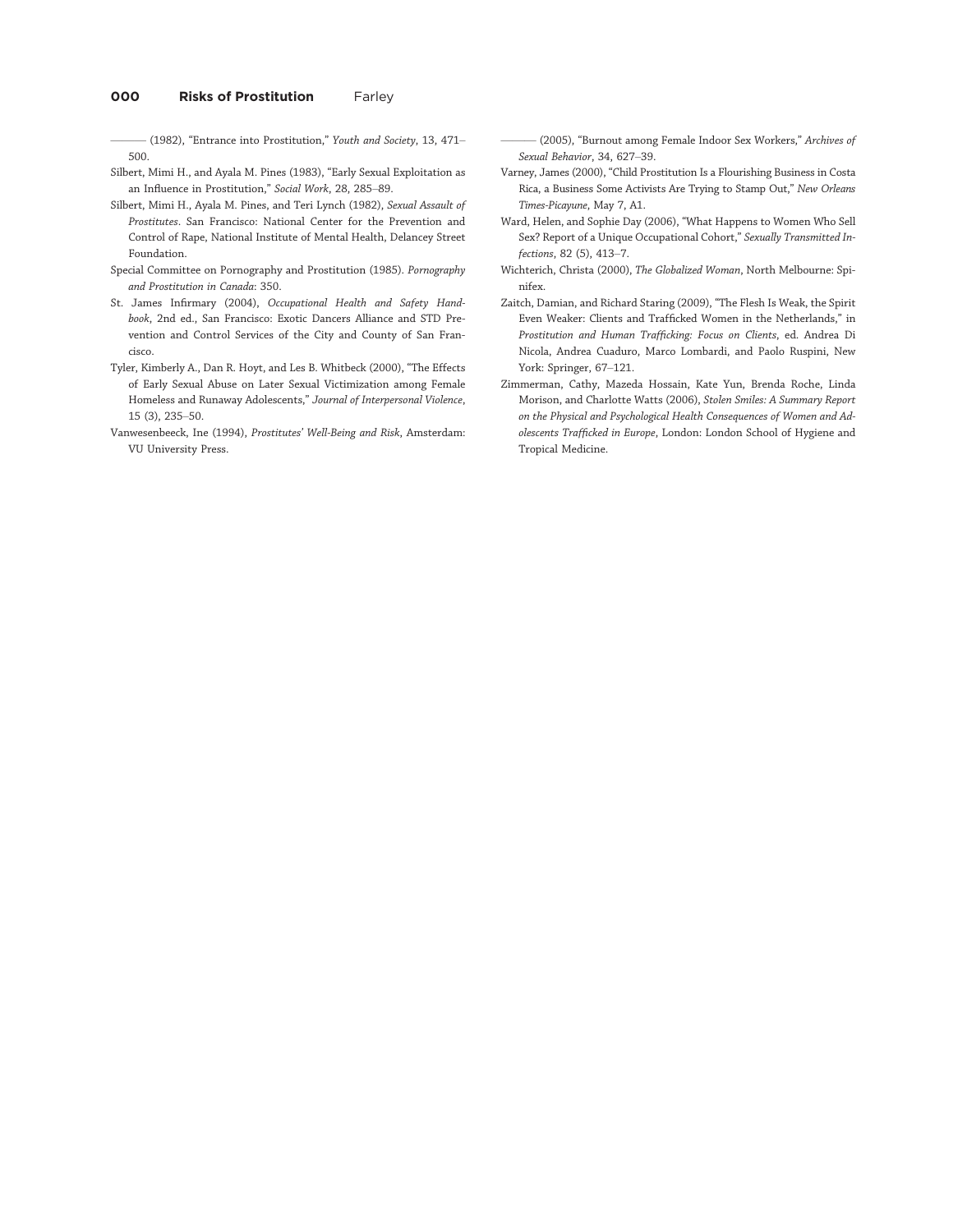——— (1982), "Entrance into Prostitution," *Youth and Society*, 13, 471–500.

Silbert, Mimi H., and Ayala M. Pines (1983), "Early Sexual Exploitation as an Influence in Prostitution," *Social Work*, 28, 285–89.

Silbert, Mimi H., Ayala M. Pines, and Teri Lynch (1982), *Sexual Assault of Prostitutes*. San Francisco: National Center for the Prevention and Control of Rape, National Institute of Mental Health, Delancey Street Foundation.

Special Committee on Pornography and Prostitution (1985). *Pornography and Prostitution in Canada*: 350.

St. James Infirmary (2004), *Occupational Health and Safety Handbook*, 2nd ed., San Francisco: Exotic Dancers Alliance and STD Prevention and Control Services of the City and County of San Francisco.

Tyler, Kimberly A., Dan R. Hoyt, and Les B. Whitbeck (2000), "The Effects of Early Sexual Abuse on Later Sexual Victimization among Female Homeless and Runaway Adolescents," *Journal of Interpersonal Violence*, 15 (3), 235–50.

Vanwesenbeeck, Ine (1994), *Prostitutes' Well-Being and Risk*, Amsterdam: VU University Press.

——— (2005), "Burnout among Female Indoor Sex Workers," *Archives of Sexual Behavior*, 34, 627–39.

Varney, James (2000), "Child Prostitution Is a Flourishing Business in Costa Rica, a Business Some Activists Are Trying to Stamp Out," *New Orleans Times-Picayune*, May 7, A1.

Ward, Helen, and Sophie Day (2006), "What Happens to Women Who Sell Sex? Report of a Unique Occupational Cohort," *Sexually Transmitted Infections*, 82 (5), 413–7.

Wichterich, Christa (2000), *The Globalized Woman*, North Melbourne: Spinifex.

Zaitch, Damian, and Richard Staring (2009), "The Flesh Is Weak, the Spirit Even Weaker: Clients and Trafficked Women in the Netherlands," in *Prostitution and Human Trafficking: Focus on Clients*, ed. Andrea Di Nicola, Andrea Cuaduro, Marco Lombardi, and Paolo Ruspini, New York: Springer, 67–121.

Zimmerman, Cathy, Mazeda Hossain, Kate Yun, Brenda Roche, Linda Morison, and Charlotte Watts (2006), *Stolen Smiles: A Summary Report on the Physical and Psychological Health Consequences of Women and Adolescents Trafficked in Europe*, London: London School of Hygiene and Tropical Medicine.